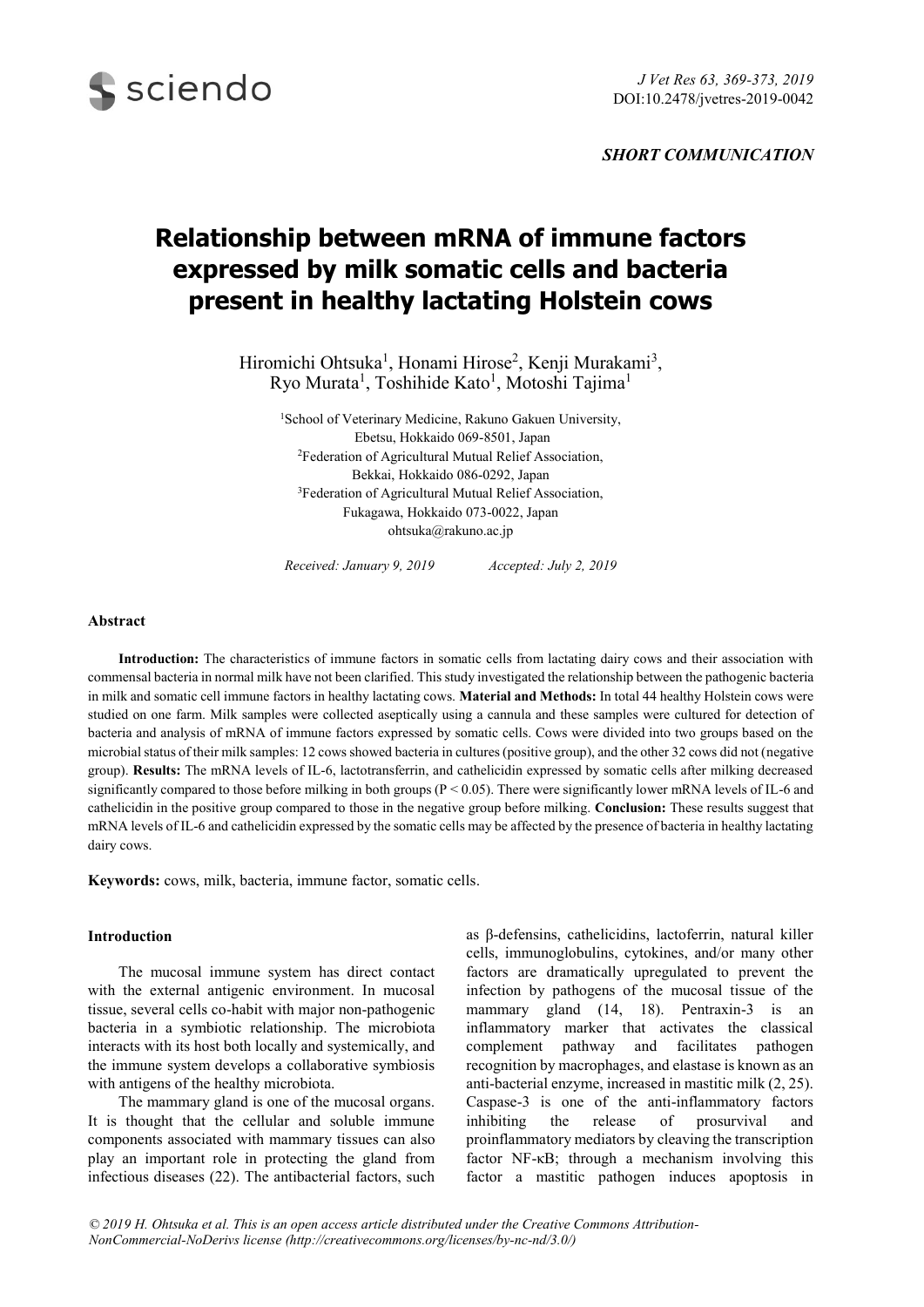*SHORT COMMUNICATION*

# Relationship between mRNA of immune factors expressed by milk somatic cells and bacteria present in healthy lactating Holstein cows

Hiromichi Ohtsuka[1], Honami Hirose[2], Kenji Murakami[3], Ryo Murata[1], Toshihide Kato[1], Motoshi Tajima[1]

[1]School of Veterinary Medicine, Rakuno Gakuen University, Ebetsu, Hokkaido 069-8501, Japan
[2]Federation of Agricultural Mutual Relief Association, Bekkai, Hokkaido 086-0292, Japan
[3]Federation of Agricultural Mutual Relief Association, Fukagawa, Hokkaido 073-0022, Japan
ohtsuka@rakuno.ac.jp

*Received: January 9, 2019* *Accepted: July 2, 2019*

## Abstract

**Introduction:** The characteristics of immune factors in somatic cells from lactating dairy cows and their association with commensal bacteria in normal milk have not been clarified. This study investigated the relationship between the pathogenic bacteria in milk and somatic cell immune factors in healthy lactating cows. **Material and Methods:** In total 44 healthy Holstein cows were studied on one farm. Milk samples were collected aseptically using a cannula and these samples were cultured for detection of bacteria and analysis of mRNA of immune factors expressed by somatic cells. Cows were divided into two groups based on the microbial status of their milk samples: 12 cows showed bacteria in cultures (positive group), and the other 32 cows did not (negative group). **Results:** The mRNA levels of IL-6, lactotransferrin, and cathelicidin expressed by somatic cells after milking decreased significantly compared to those before milking in both groups ($P < 0.05$). There were significantly lower mRNA levels of IL-6 and cathelicidin in the positive group compared to those in the negative group before milking. **Conclusion:** These results suggest that mRNA levels of IL-6 and cathelicidin expressed by the somatic cells may be affected by the presence of bacteria in healthy lactating dairy cows.

**Keywords:** cows, milk, bacteria, immune factor, somatic cells.

## Introduction

The mucosal immune system has direct contact with the external antigenic environment. In mucosal tissue, several cells co-habit with major non-pathogenic bacteria in a symbiotic relationship. The microbiota interacts with its host both locally and systemically, and the immune system develops a collaborative symbiosis with antigens of the healthy microbiota.

The mammary gland is one of the mucosal organs. It is thought that the cellular and soluble immune components associated with mammary tissues can also play an important role in protecting the gland from infectious diseases (22). The antibacterial factors, such as β-defensins, cathelicidins, lactoferrin, natural killer cells, immunoglobulins, cytokines, and/or many other factors are dramatically upregulated to prevent the infection by pathogens of the mucosal tissue of the mammary gland (14, 18). Pentraxin-3 is an inflammatory marker that activates the classical complement pathway and facilitates pathogen recognition by macrophages, and elastase is known as an anti-bacterial enzyme, increased in mastitic milk (2, 25). Caspase-3 is one of the anti-inflammatory factors inhibiting the release of prosurvival and proinflammatory mediators by cleaving the transcription factor NF-κB; through a mechanism involving this factor a mastitic pathogen induces apoptosis in

*© 2019 H. Ohtsuka et al. This is an open access article distributed under the Creative Commons Attribution-NonCommercial-NoDerivs license (http://creativecommons.org/licenses/by-nc-nd/3.0/)*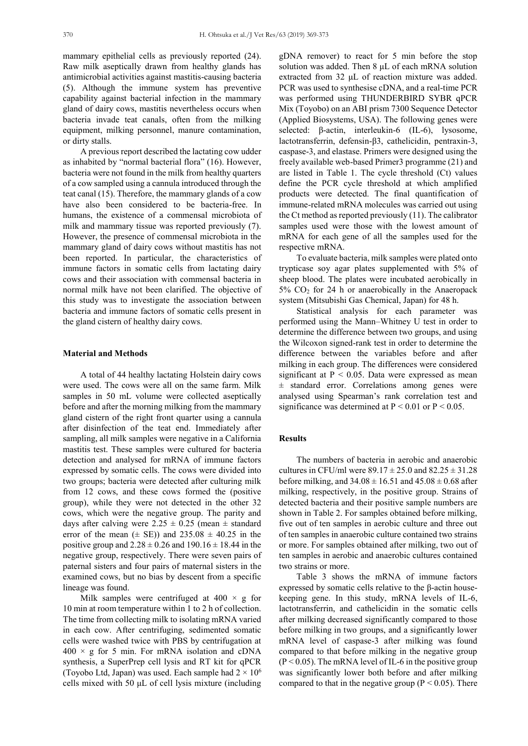mammary epithelial cells as previously reported (24). Raw milk aseptically drawn from healthy glands has antimicrobial activities against mastitis-causing bacteria (5). Although the immune system has preventive capability against bacterial infection in the mammary gland of dairy cows, mastitis nevertheless occurs when bacteria invade teat canals, often from the milking equipment, milking personnel, manure contamination, or dirty stalls.

A previous report described the lactating cow udder as inhabited by "normal bacterial flora" (16). However, bacteria were not found in the milk from healthy quarters of a cow sampled using a cannula introduced through the teat canal (15). Therefore, the mammary glands of a cow have also been considered to be bacteria-free. In humans, the existence of a commensal microbiota of milk and mammary tissue was reported previously (7). However, the presence of commensal microbiota in the mammary gland of dairy cows without mastitis has not been reported. In particular, the characteristics of immune factors in somatic cells from lactating dairy cows and their association with commensal bacteria in normal milk have not been clarified. The objective of this study was to investigate the association between bacteria and immune factors of somatic cells present in the gland cistern of healthy dairy cows.

## Material and Methods

A total of 44 healthy lactating Holstein dairy cows were used. The cows were all on the same farm. Milk samples in 50 mL volume were collected aseptically before and after the morning milking from the mammary gland cistern of the right front quarter using a cannula after disinfection of the teat end. Immediately after sampling, all milk samples were negative in a California mastitis test. These samples were cultured for bacteria detection and analysed for mRNA of immune factors expressed by somatic cells. The cows were divided into two groups; bacteria were detected after culturing milk from 12 cows, and these cows formed the (positive group), while they were not detected in the other 32 cows, which were the negative group. The parity and days after calving were $2.25 \pm 0.25$ (mean ± standard error of the mean (± SE)) and $235.08 \pm 40.25$ in the positive group and $2.28 \pm 0.26$ and $190.16 \pm 18.44$ in the negative group, respectively. There were seven pairs of paternal sisters and four pairs of maternal sisters in the examined cows, but no bias by descent from a specific lineage was found.

Milk samples were centrifuged at $400 \times g$ for 10 min at room temperature within 1 to 2 h of collection. The time from collecting milk to isolating mRNA varied in each cow. After centrifuging, sedimented somatic cells were washed twice with PBS by centrifugation at $400 \times g$ for 5 min. For mRNA isolation and cDNA synthesis, a SuperPrep cell lysis and RT kit for qPCR (Toyobo Ltd, Japan) was used. Each sample had $2 \times 10^6$ cells mixed with 50 μL of cell lysis mixture (including gDNA remover) to react for 5 min before the stop solution was added. Then 8 μL of each mRNA solution extracted from 32 μL of reaction mixture was added. PCR was used to synthesise cDNA, and a real-time PCR was performed using THUNDERBIRD SYBR qPCR Mix (Toyobo) on an ABI prism 7300 Sequence Detector (Applied Biosystems, USA). The following genes were selected: β-actin, interleukin-6 (IL-6), lysosome, lactotransferrin, defensin-β3, cathelicidin, pentraxin-3, caspase-3, and elastase. Primers were designed using the freely available web-based Primer3 programme (21) and are listed in Table 1. The cycle threshold (Ct) values define the PCR cycle threshold at which amplified products were detected. The final quantification of immune-related mRNA molecules was carried out using the Ct method as reported previously (11). The calibrator samples used were those with the lowest amount of mRNA for each gene of all the samples used for the respective mRNA.

To evaluate bacteria, milk samples were plated onto trypticase soy agar plates supplemented with 5% of sheep blood. The plates were incubated aerobically in 5% $CO_2$ for 24 h or anaerobically in the Anaeropack system (Mitsubishi Gas Chemical, Japan) for 48 h.

Statistical analysis for each parameter was performed using the Mann–Whitney U test in order to determine the difference between two groups, and using the Wilcoxon signed-rank test in order to determine the difference between the variables before and after milking in each group. The differences were considered significant at $P < 0.05$. Data were expressed as mean ± standard error. Correlations among genes were analysed using Spearman's rank correlation test and significance was determined at $P < 0.01$ or $P < 0.05$.

## Results

The numbers of bacteria in aerobic and anaerobic cultures in CFU/ml were $89.17 \pm 25.0$ and $82.25 \pm 31.28$ before milking, and $34.08 \pm 16.51$ and $45.08 \pm 0.68$ after milking, respectively, in the positive group. Strains of detected bacteria and their positive sample numbers are shown in Table 2. For samples obtained before milking, five out of ten samples in aerobic culture and three out of ten samples in anaerobic culture contained two strains or more. For samples obtained after milking, two out of ten samples in aerobic and anaerobic cultures contained two strains or more.

Table 3 shows the mRNA of immune factors expressed by somatic cells relative to the β-actin housekeeping gene. In this study, mRNA levels of IL-6, lactotransferrin, and cathelicidin in the somatic cells after milking decreased significantly compared to those before milking in two groups, and a significantly lower mRNA level of caspase-3 after milking was found compared to that before milking in the negative group ($P < 0.05$). The mRNA level of IL-6 in the positive group was significantly lower both before and after milking compared to that in the negative group ($P < 0.05$). There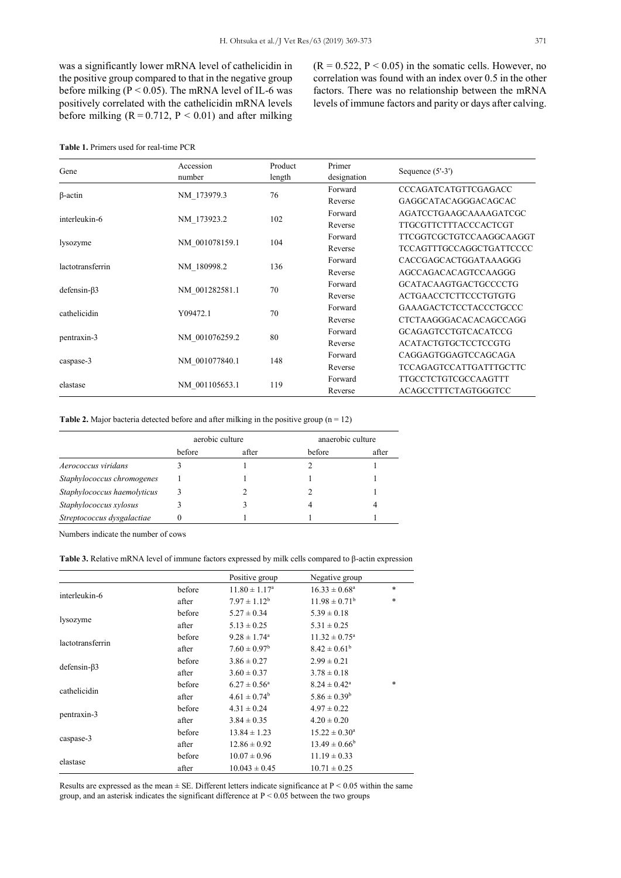was a significantly lower mRNA level of cathelicidin in the positive group compared to that in the negative group before milking ($P < 0.05$). The mRNA level of IL-6 was positively correlated with the cathelicidin mRNA levels before milking ($R = 0.712$, $P < 0.01$) and after milking ($R = 0.522$, $P < 0.05$) in the somatic cells. However, no correlation was found with an index over 0.5 in the other factors. There was no relationship between the mRNA levels of immune factors and parity or days after calving.

**Table 1.** Primers used for real-time PCR

| Gene | Accession number | Product length | Primer designation | Sequence (5'-3') |
|---|---|---|---|---|
| β-actin | NM_173979.3 | 76 | Forward | CCCAGATCATGTTCGAGACC |
| | | | Reverse | GAGGCATACAGGGACAGCAC |
| interleukin-6 | NM_173923.2 | 102 | Forward | AGATCCTGAAGCAAAAGATCGC |
| | | | Reverse | TTGCGTTCTTTACCCACTCGT |
| lysozyme | NM_001078159.1 | 104 | Forward | TTCGGTCGCTGTCCAAGGCAAGGT |
| | | | Reverse | TCCAGTTTGCCAGGCTGATTCCCC |
| lactotransferrin | NM_180998.2 | 136 | Forward | CACCGAGCACTGGATAAAGGG |
| | | | Reverse | AGCCAGACACAGTCCAAGGG |
| defensin-β3 | NM_001282581.1 | 70 | Forward | GCATACAAGTGACTGCCCCTG |
| | | | Reverse | ACTGAACCTCTTCCCTGTGTG |
| cathelicidin | Y09472.1 | 70 | Forward | GAAAGACTCTCCTACCCTGCCC |
| | | | Reverse | CTCTAAGGGACACACAGCCAGG |
| pentraxin-3 | NM_001076259.2 | 80 | Forward | GCAGAGTCCTGTCACATCCG |
| | | | Reverse | ACATACTGTGCTCCTCCGTG |
| caspase-3 | NM_001077840.1 | 148 | Forward | CAGGAGTGGAGTCCAGCAGA |
| | | | Reverse | TCCAGAGTCCATTGATTTGCTTC |
| elastase | NM_001105653.1 | 119 | Forward | TTGCCTCTGTCGCCAAGTTT |
| | | | Reverse | ACAGCCTTTCTAGTGGGTCC |

**Table 2.** Major bacteria detected before and after milking in the positive group (n = 12)

| | aerobic culture | | anaerobic culture | |
|---|---|---|---|---|
| | before | after | before | after |
| *Aerococcus viridans* | 3 | 1 | 2 | 1 |
| *Staphylococcus chromogenes* | 1 | 1 | 1 | 1 |
| *Staphylococcus haemolyticus* | 3 | 2 | 2 | 1 |
| *Staphylococcus xylosus* | 3 | 3 | 4 | 4 |
| *Streptococcus dysgalactiae* | 0 | 1 | 1 | 1 |

Numbers indicate the number of cows

**Table 3.** Relative mRNA level of immune factors expressed by milk cells compared to β-actin expression

| | | Positive group | Negative group | |
|---|---|---|---|---|
| interleukin-6 | before | $11.80 \pm 1.17^{a}$ | $16.33 \pm 0.68^{a}$ | * |
| | after | $7.97 \pm 1.12^{b}$ | $11.98 \pm 0.71^{b}$ | * |
| lysozyme | before | $5.27 \pm 0.34$ | $5.39 \pm 0.18$ | |
| | after | $5.13 \pm 0.25$ | $5.31 \pm 0.25$ | |
| lactotransferrin | before | $9.28 \pm 1.74^{a}$ | $11.32 \pm 0.75^{a}$ | |
| | after | $7.60 \pm 0.97^{b}$ | $8.42 \pm 0.61^{b}$ | |
| defensin-β3 | before | $3.86 \pm 0.27$ | $2.99 \pm 0.21$ | |
| | after | $3.60 \pm 0.37$ | $3.78 \pm 0.18$ | |
| cathelicidin | before | $6.27 \pm 0.56^{a}$ | $8.24 \pm 0.42^{a}$ | * |
| | after | $4.61 \pm 0.74^{b}$ | $5.86 \pm 0.39^{b}$ | |
| pentraxin-3 | before | $4.31 \pm 0.24$ | $4.97 \pm 0.22$ | |
| | after | $3.84 \pm 0.35$ | $4.20 \pm 0.20$ | |
| caspase-3 | before | $13.84 \pm 1.23$ | $15.22 \pm 0.30^{a}$ | |
| | after | $12.86 \pm 0.92$ | $13.49 \pm 0.66^{b}$ | |
| elastase | before | $10.07 \pm 0.96$ | $11.19 \pm 0.33$ | |
| | after | $10.043 \pm 0.45$ | $10.71 \pm 0.25$ | |

Results are expressed as the mean ± SE. Different letters indicate significance at $P < 0.05$ within the same group, and an asterisk indicates the significant difference at $P < 0.05$ between the two groups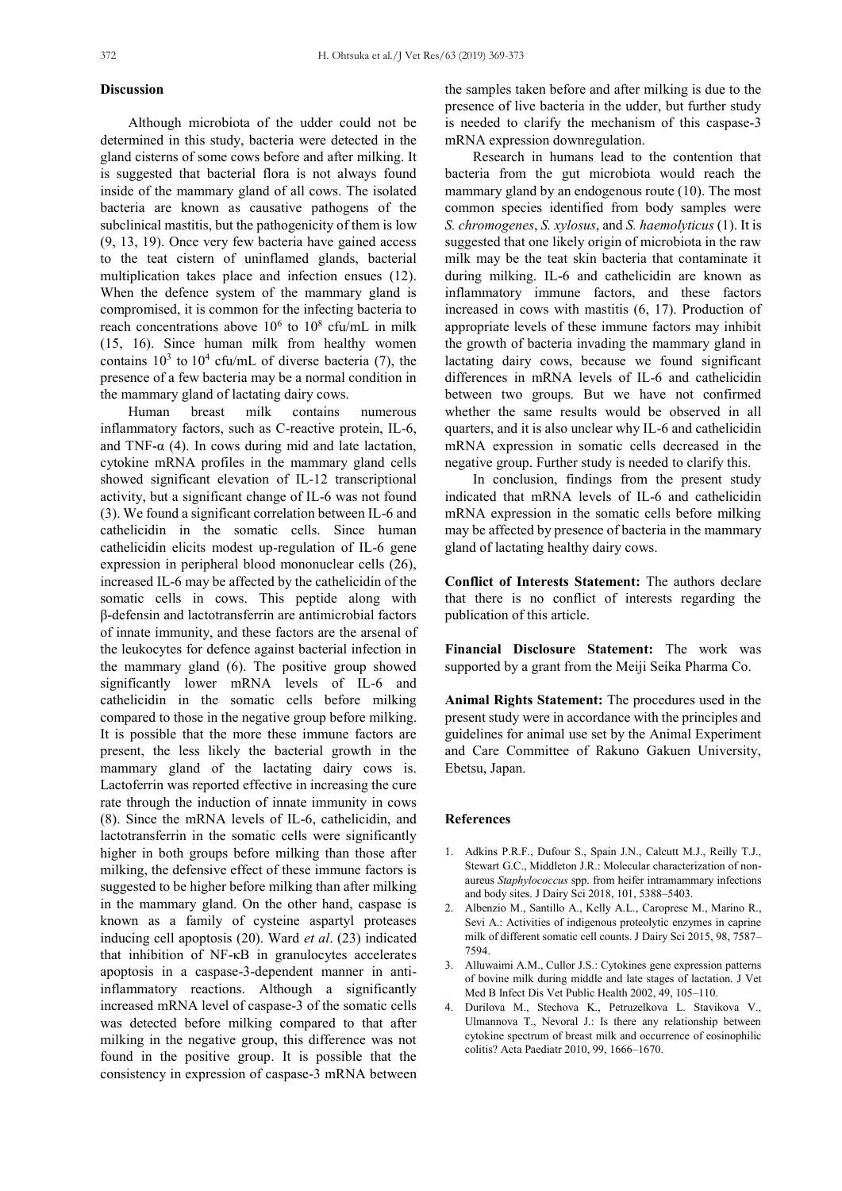## Discussion

Although microbiota of the udder could not be determined in this study, bacteria were detected in the gland cisterns of some cows before and after milking. It is suggested that bacterial flora is not always found inside of the mammary gland of all cows. The isolated bacteria are known as causative pathogens of the subclinical mastitis, but the pathogenicity of them is low (9, 13, 19). Once very few bacteria have gained access to the teat cistern of uninflamed glands, bacterial multiplication takes place and infection ensues (12). When the defence system of the mammary gland is compromised, it is common for the infecting bacteria to reach concentrations above $10^6$ to $10^8$ cfu/mL in milk (15, 16). Since human milk from healthy women contains $10^3$ to $10^4$ cfu/mL of diverse bacteria (7), the presence of a few bacteria may be a normal condition in the mammary gland of lactating dairy cows.

Human breast milk contains numerous inflammatory factors, such as C-reactive protein, IL-6, and TNF-α (4). In cows during mid and late lactation, cytokine mRNA profiles in the mammary gland cells showed significant elevation of IL-12 transcriptional activity, but a significant change of IL-6 was not found (3). We found a significant correlation between IL-6 and cathelicidin in the somatic cells. Since human cathelicidin elicits modest up-regulation of IL-6 gene expression in peripheral blood mononuclear cells (26), increased IL-6 may be affected by the cathelicidin of the somatic cells in cows. This peptide along with β-defensin and lactotransferrin are antimicrobial factors of innate immunity, and these factors are the arsenal of the leukocytes for defence against bacterial infection in the mammary gland (6). The positive group showed significantly lower mRNA levels of IL-6 and cathelicidin in the somatic cells before milking compared to those in the negative group before milking. It is possible that the more these immune factors are present, the less likely the bacterial growth in the mammary gland of the lactating dairy cows is. Lactoferrin was reported effective in increasing the cure rate through the induction of innate immunity in cows (8). Since the mRNA levels of IL-6, cathelicidin, and lactotransferrin in the somatic cells were significantly higher in both groups before milking than those after milking, the defensive effect of these immune factors is suggested to be higher before milking than after milking in the mammary gland. On the other hand, caspase is known as a family of cysteine aspartyl proteases inducing cell apoptosis (20). Ward *et al*. (23) indicated that inhibition of NF-κB in granulocytes accelerates apoptosis in a caspase-3-dependent manner in anti-inflammatory reactions. Although a significantly increased mRNA level of caspase-3 of the somatic cells was detected before milking compared to that after milking in the negative group, this difference was not found in the positive group. It is possible that the consistency in expression of caspase-3 mRNA between the samples taken before and after milking is due to the presence of live bacteria in the udder, but further study is needed to clarify the mechanism of this caspase-3 mRNA expression downregulation.

Research in humans lead to the contention that bacteria from the gut microbiota would reach the mammary gland by an endogenous route (10). The most common species identified from body samples were *S. chromogenes*, *S. xylosus*, and *S. haemolyticus* (1). It is suggested that one likely origin of microbiota in the raw milk may be the teat skin bacteria that contaminate it during milking. IL-6 and cathelicidin are known as inflammatory immune factors, and these factors increased in cows with mastitis (6, 17). Production of appropriate levels of these immune factors may inhibit the growth of bacteria invading the mammary gland in lactating dairy cows, because we found significant differences in mRNA levels of IL-6 and cathelicidin between two groups. But we have not confirmed whether the same results would be observed in all quarters, and it is also unclear why IL-6 and cathelicidin mRNA expression in somatic cells decreased in the negative group. Further study is needed to clarify this.

In conclusion, findings from the present study indicated that mRNA levels of IL-6 and cathelicidin mRNA expression in the somatic cells before milking may be affected by presence of bacteria in the mammary gland of lactating healthy dairy cows.

**Conflict of Interests Statement:** The authors declare that there is no conflict of interests regarding the publication of this article.

**Financial Disclosure Statement:** The work was supported by a grant from the Meiji Seika Pharma Co.

**Animal Rights Statement:** The procedures used in the present study were in accordance with the principles and guidelines for animal use set by the Animal Experiment and Care Committee of Rakuno Gakuen University, Ebetsu, Japan.

## References

1. Adkins P.R.F., Dufour S., Spain J.N., Calcutt M.J., Reilly T.J., Stewart G.C., Middleton J.R.: Molecular characterization of non-aureus *Staphylococcus* spp. from heifer intramammary infections and body sites. J Dairy Sci 2018, 101, 5388–5403.
2. Albenzio M., Santillo A., Kelly A.L., Caroprese M., Marino R., Sevi A.: Activities of indigenous proteolytic enzymes in caprine milk of different somatic cell counts. J Dairy Sci 2015, 98, 7587–7594.
3. Alluwaimi A.M., Cullor J.S.: Cytokines gene expression patterns of bovine milk during middle and late stages of lactation. J Vet Med B Infect Dis Vet Public Health 2002, 49, 105–110.
4. Durilova M., Stechova K., Petruzelkova L. Stavikova V., Ulmannova T., Nevoral J.: Is there any relationship between cytokine spectrum of breast milk and occurrence of eosinophilic colitis? Acta Paediatr 2010, 99, 1666–1670.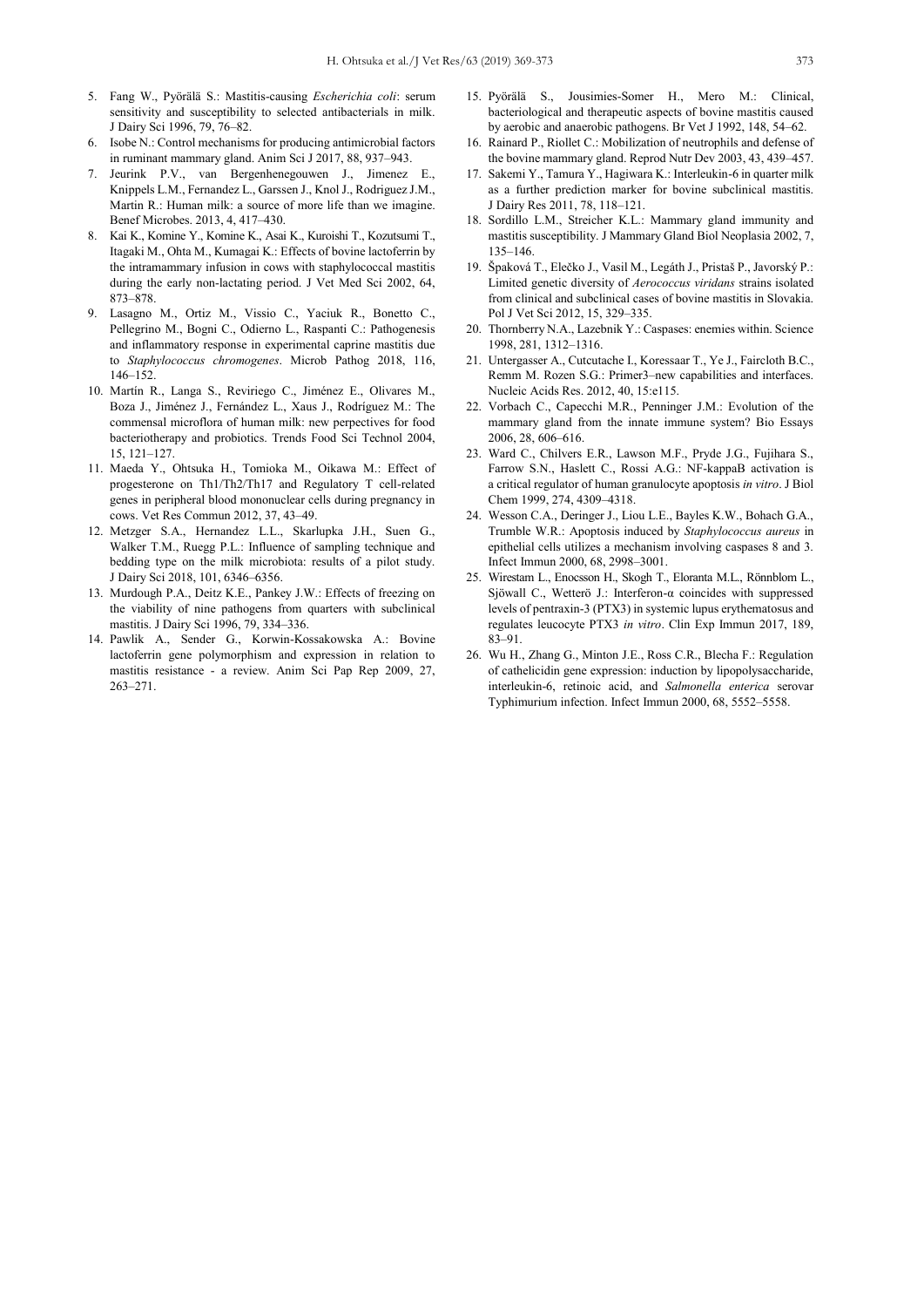5. Fang W., Pyörälä S.: Mastitis-causing *Escherichia coli*: serum sensitivity and susceptibility to selected antibacterials in milk. J Dairy Sci 1996, 79, 76–82.
6. Isobe N.: Control mechanisms for producing antimicrobial factors in ruminant mammary gland. Anim Sci J 2017, 88, 937–943.
7. Jeurink P.V., van Bergenhenegouwen J., Jimenez E., Knippels L.M., Fernandez L., Garssen J., Knol J., Rodriguez J.M., Martin R.: Human milk: a source of more life than we imagine. Benef Microbes. 2013, 4, 417–430.
8. Kai K., Komine Y., Komine K., Asai K., Kuroishi T., Kozutsumi T., Itagaki M., Ohta M., Kumagai K.: Effects of bovine lactoferrin by the intramammary infusion in cows with staphylococcal mastitis during the early non-lactating period. J Vet Med Sci 2002, 64, 873–878.
9. Lasagno M., Ortiz M., Vissio C., Yaciuk R., Bonetto C., Pellegrino M., Bogni C., Odierno L., Raspanti C.: Pathogenesis and inflammatory response in experimental caprine mastitis due to *Staphylococcus chromogenes*. Microb Pathog 2018, 116, 146–152.
10. Martín R., Langa S., Reviriego C., Jiménez E., Olivares M., Boza J., Jiménez J., Fernández L., Xaus J., Rodríguez M.: The commensal microflora of human milk: new perpectives for food bacteriotherapy and probiotics. Trends Food Sci Technol 2004, 15, 121–127.
11. Maeda Y., Ohtsuka H., Tomioka M., Oikawa M.: Effect of progesterone on Th1/Th2/Th17 and Regulatory T cell-related genes in peripheral blood mononuclear cells during pregnancy in cows. Vet Res Commun 2012, 37, 43–49.
12. Metzger S.A., Hernandez L.L., Skarlupka J.H., Suen G., Walker T.M., Ruegg P.L.: Influence of sampling technique and bedding type on the milk microbiota: results of a pilot study. J Dairy Sci 2018, 101, 6346–6356.
13. Murdough P.A., Deitz K.E., Pankey J.W.: Effects of freezing on the viability of nine pathogens from quarters with subclinical mastitis. J Dairy Sci 1996, 79, 334–336.
14. Pawlik A., Sender G., Korwin-Kossakowska A.: Bovine lactoferrin gene polymorphism and expression in relation to mastitis resistance - a review. Anim Sci Pap Rep 2009, 27, 263–271.
15. Pyörälä S., Jousimies-Somer H., Mero M.: Clinical, bacteriological and therapeutic aspects of bovine mastitis caused by aerobic and anaerobic pathogens. Br Vet J 1992, 148, 54–62.
16. Rainard P., Riollet C.: Mobilization of neutrophils and defense of the bovine mammary gland. Reprod Nutr Dev 2003, 43, 439–457.
17. Sakemi Y., Tamura Y., Hagiwara K.: Interleukin-6 in quarter milk as a further prediction marker for bovine subclinical mastitis. J Dairy Res 2011, 78, 118–121.
18. Sordillo L.M., Streicher K.L.: Mammary gland immunity and mastitis susceptibility. J Mammary Gland Biol Neoplasia 2002, 7, 135–146.
19. Špaková T., Elečko J., Vasil M., Legáth J., Pristaš P., Javorský P.: Limited genetic diversity of *Aerococcus viridans* strains isolated from clinical and subclinical cases of bovine mastitis in Slovakia. Pol J Vet Sci 2012, 15, 329–335.
20. Thornberry N.A., Lazebnik Y.: Caspases: enemies within. Science 1998, 281, 1312–1316.
21. Untergasser A., Cutcutache I., Koressaar T., Ye J., Faircloth B.C., Remm M. Rozen S.G.: Primer3–new capabilities and interfaces. Nucleic Acids Res. 2012, 40, 15:e115.
22. Vorbach C., Capecchi M.R., Penninger J.M.: Evolution of the mammary gland from the innate immune system? Bio Essays 2006, 28, 606–616.
23. Ward C., Chilvers E.R., Lawson M.F., Pryde J.G., Fujihara S., Farrow S.N., Haslett C., Rossi A.G.: NF-kappaB activation is a critical regulator of human granulocyte apoptosis *in vitro*. J Biol Chem 1999, 274, 4309–4318.
24. Wesson C.A., Deringer J., Liou L.E., Bayles K.W., Bohach G.A., Trumble W.R.: Apoptosis induced by *Staphylococcus aureus* in epithelial cells utilizes a mechanism involving caspases 8 and 3. Infect Immun 2000, 68, 2998–3001.
25. Wirestam L., Enocsson H., Skogh T., Eloranta M.L., Rönnblom L., Sjöwall C., Wetterö J.: Interferon-α coincides with suppressed levels of pentraxin-3 (PTX3) in systemic lupus erythematosus and regulates leucocyte PTX3 *in vitro*. Clin Exp Immun 2017, 189, 83–91.
26. Wu H., Zhang G., Minton J.E., Ross C.R., Blecha F.: Regulation of cathelicidin gene expression: induction by lipopolysaccharide, interleukin-6, retinoic acid, and *Salmonella enterica* serovar Typhimurium infection. Infect Immun 2000, 68, 5552–5558.